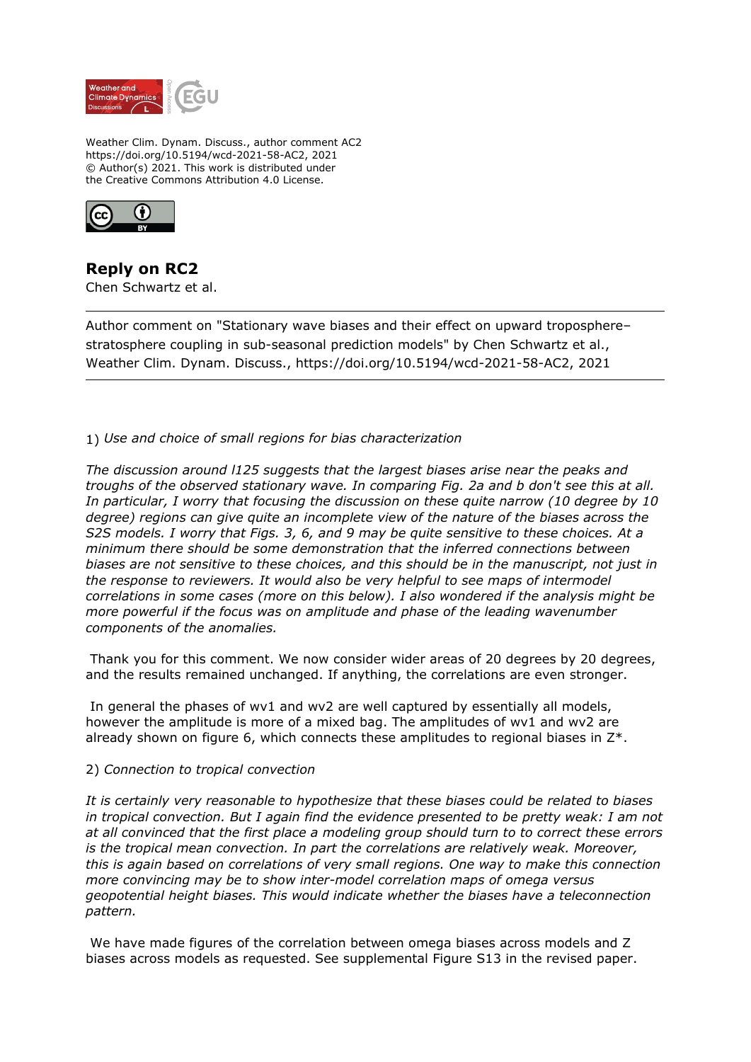Weather Clim. Dynam. Discuss., author comment AC2
https://doi.org/10.5194/wcd-2021-58-AC2, 2021
© Author(s) 2021. This work is distributed under
the Creative Commons Attribution 4.0 License.

# Reply on RC2

Chen Schwartz et al.

---

Author comment on "Stationary wave biases and their effect on upward troposphere–stratosphere coupling in sub-seasonal prediction models" by Chen Schwartz et al., Weather Clim. Dynam. Discuss., https://doi.org/10.5194/wcd-2021-58-AC2, 2021

---

1) *Use and choice of small regions for bias characterization*

*The discussion around l125 suggests that the largest biases arise near the peaks and troughs of the observed stationary wave. In comparing Fig. 2a and b don't see this at all. In particular, I worry that focusing the discussion on these quite narrow (10 degree by 10 degree) regions can give quite an incomplete view of the nature of the biases across the S2S models. I worry that Figs. 3, 6, and 9 may be quite sensitive to these choices. At a minimum there should be some demonstration that the inferred connections between biases are not sensitive to these choices, and this should be in the manuscript, not just in the response to reviewers. It would also be very helpful to see maps of intermodel correlations in some cases (more on this below). I also wondered if the analysis might be more powerful if the focus was on amplitude and phase of the leading wavenumber components of the anomalies.*

Thank you for this comment. We now consider wider areas of 20 degrees by 20 degrees, and the results remained unchanged. If anything, the correlations are even stronger.

In general the phases of wv1 and wv2 are well captured by essentially all models, however the amplitude is more of a mixed bag. The amplitudes of wv1 and wv2 are already shown on figure 6, which connects these amplitudes to regional biases in Z*.

2) *Connection to tropical convection*

*It is certainly very reasonable to hypothesize that these biases could be related to biases in tropical convection. But I again find the evidence presented to be pretty weak: I am not at all convinced that the first place a modeling group should turn to to correct these errors is the tropical mean convection. In part the correlations are relatively weak. Moreover, this is again based on correlations of very small regions. One way to make this connection more convincing may be to show inter-model correlation maps of omega versus geopotential height biases. This would indicate whether the biases have a teleconnection pattern.*

We have made figures of the correlation between omega biases across models and Z biases across models as requested. See supplemental Figure S13 in the revised paper.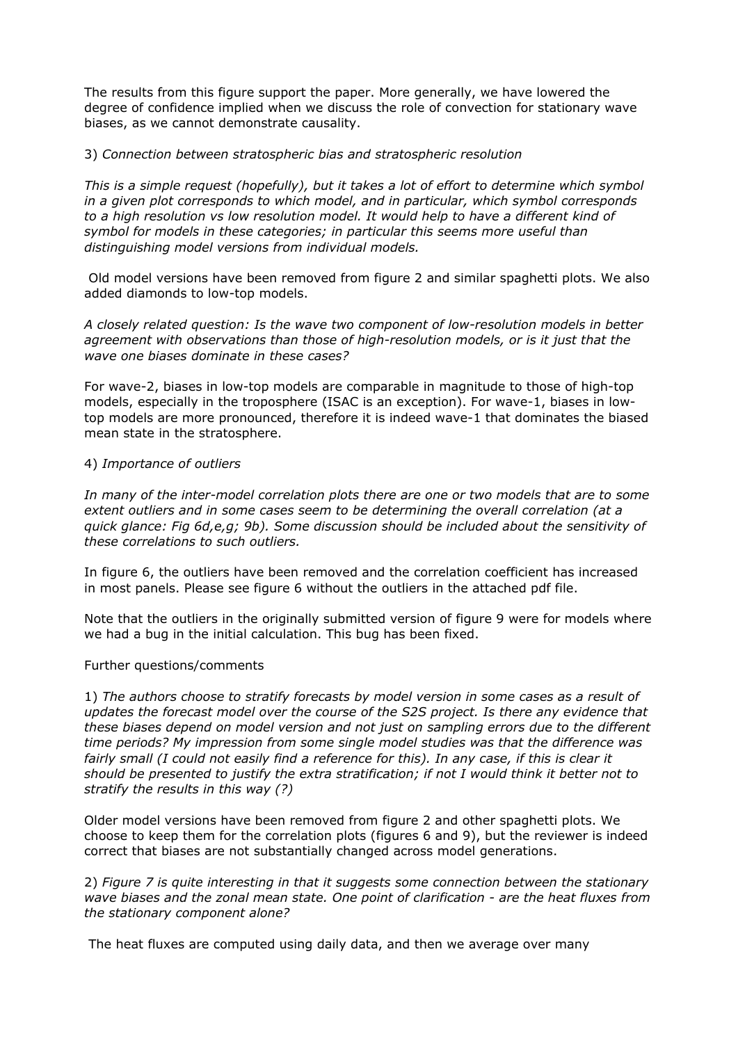The results from this figure support the paper. More generally, we have lowered the degree of confidence implied when we discuss the role of convection for stationary wave biases, as we cannot demonstrate causality.

3) *Connection between stratospheric bias and stratospheric resolution*

*This is a simple request (hopefully), but it takes a lot of effort to determine which symbol in a given plot corresponds to which model, and in particular, which symbol corresponds to a high resolution vs low resolution model. It would help to have a different kind of symbol for models in these categories; in particular this seems more useful than distinguishing model versions from individual models.*

Old model versions have been removed from figure 2 and similar spaghetti plots. We also added diamonds to low-top models.

*A closely related question: Is the wave two component of low-resolution models in better agreement with observations than those of high-resolution models, or is it just that the wave one biases dominate in these cases?*

For wave-2, biases in low-top models are comparable in magnitude to those of high-top models, especially in the troposphere (ISAC is an exception). For wave-1, biases in low-top models are more pronounced, therefore it is indeed wave-1 that dominates the biased mean state in the stratosphere.

4) *Importance of outliers*

*In many of the inter-model correlation plots there are one or two models that are to some extent outliers and in some cases seem to be determining the overall correlation (at a quick glance: Fig 6d,e,g; 9b). Some discussion should be included about the sensitivity of these correlations to such outliers.*

In figure 6, the outliers have been removed and the correlation coefficient has increased in most panels. Please see figure 6 without the outliers in the attached pdf file.

Note that the outliers in the originally submitted version of figure 9 were for models where we had a bug in the initial calculation. This bug has been fixed.

Further questions/comments

1) *The authors choose to stratify forecasts by model version in some cases as a result of updates the forecast model over the course of the S2S project. Is there any evidence that these biases depend on model version and not just on sampling errors due to the different time periods? My impression from some single model studies was that the difference was fairly small (I could not easily find a reference for this). In any case, if this is clear it should be presented to justify the extra stratification; if not I would think it better not to stratify the results in this way (?)*

Older model versions have been removed from figure 2 and other spaghetti plots. We choose to keep them for the correlation plots (figures 6 and 9), but the reviewer is indeed correct that biases are not substantially changed across model generations.

2) *Figure 7 is quite interesting in that it suggests some connection between the stationary wave biases and the zonal mean state. One point of clarification - are the heat fluxes from the stationary component alone?*

The heat fluxes are computed using daily data, and then we average over many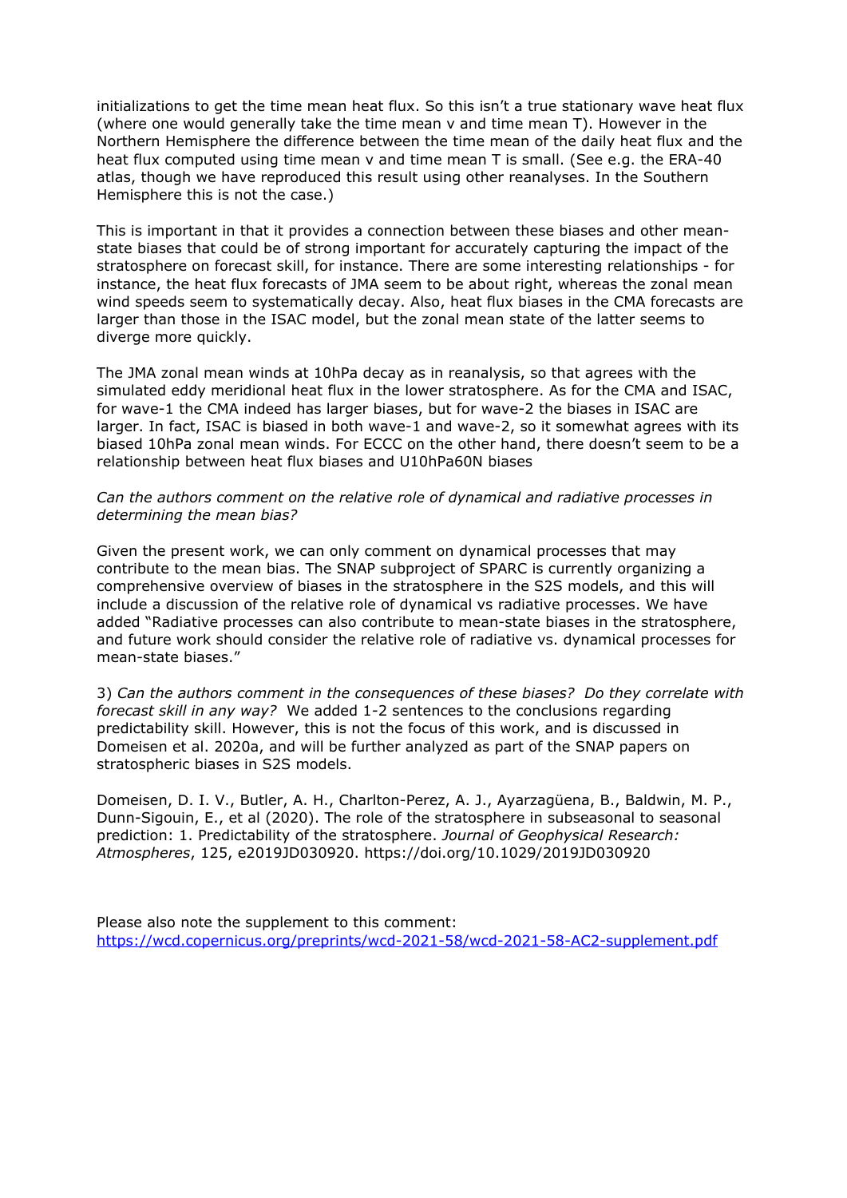initializations to get the time mean heat flux. So this isn't a true stationary wave heat flux (where one would generally take the time mean v and time mean T). However in the Northern Hemisphere the difference between the time mean of the daily heat flux and the heat flux computed using time mean v and time mean T is small. (See e.g. the ERA-40 atlas, though we have reproduced this result using other reanalyses. In the Southern Hemisphere this is not the case.)

This is important in that it provides a connection between these biases and other mean-state biases that could be of strong important for accurately capturing the impact of the stratosphere on forecast skill, for instance. There are some interesting relationships - for instance, the heat flux forecasts of JMA seem to be about right, whereas the zonal mean wind speeds seem to systematically decay. Also, heat flux biases in the CMA forecasts are larger than those in the ISAC model, but the zonal mean state of the latter seems to diverge more quickly.

The JMA zonal mean winds at 10hPa decay as in reanalysis, so that agrees with the simulated eddy meridional heat flux in the lower stratosphere. As for the CMA and ISAC, for wave-1 the CMA indeed has larger biases, but for wave-2 the biases in ISAC are larger. In fact, ISAC is biased in both wave-1 and wave-2, so it somewhat agrees with its biased 10hPa zonal mean winds. For ECCC on the other hand, there doesn't seem to be a relationship between heat flux biases and U10hPa60N biases

*Can the authors comment on the relative role of dynamical and radiative processes in determining the mean bias?*

Given the present work, we can only comment on dynamical processes that may contribute to the mean bias. The SNAP subproject of SPARC is currently organizing a comprehensive overview of biases in the stratosphere in the S2S models, and this will include a discussion of the relative role of dynamical vs radiative processes. We have added "Radiative processes can also contribute to mean-state biases in the stratosphere, and future work should consider the relative role of radiative vs. dynamical processes for mean-state biases."

3) *Can the authors comment in the consequences of these biases? Do they correlate with forecast skill in any way?* We added 1-2 sentences to the conclusions regarding predictability skill. However, this is not the focus of this work, and is discussed in Domeisen et al. 2020a, and will be further analyzed as part of the SNAP papers on stratospheric biases in S2S models.

Domeisen, D. I. V., Butler, A. H., Charlton-Perez, A. J., Ayarzagüena, B., Baldwin, M. P., Dunn-Sigouin, E., et al (2020). The role of the stratosphere in subseasonal to seasonal prediction: 1. Predictability of the stratosphere. *Journal of Geophysical Research: Atmospheres*, 125, e2019JD030920. https://doi.org/10.1029/2019JD030920

Please also note the supplement to this comment:
https://wcd.copernicus.org/preprints/wcd-2021-58/wcd-2021-58-AC2-supplement.pdf